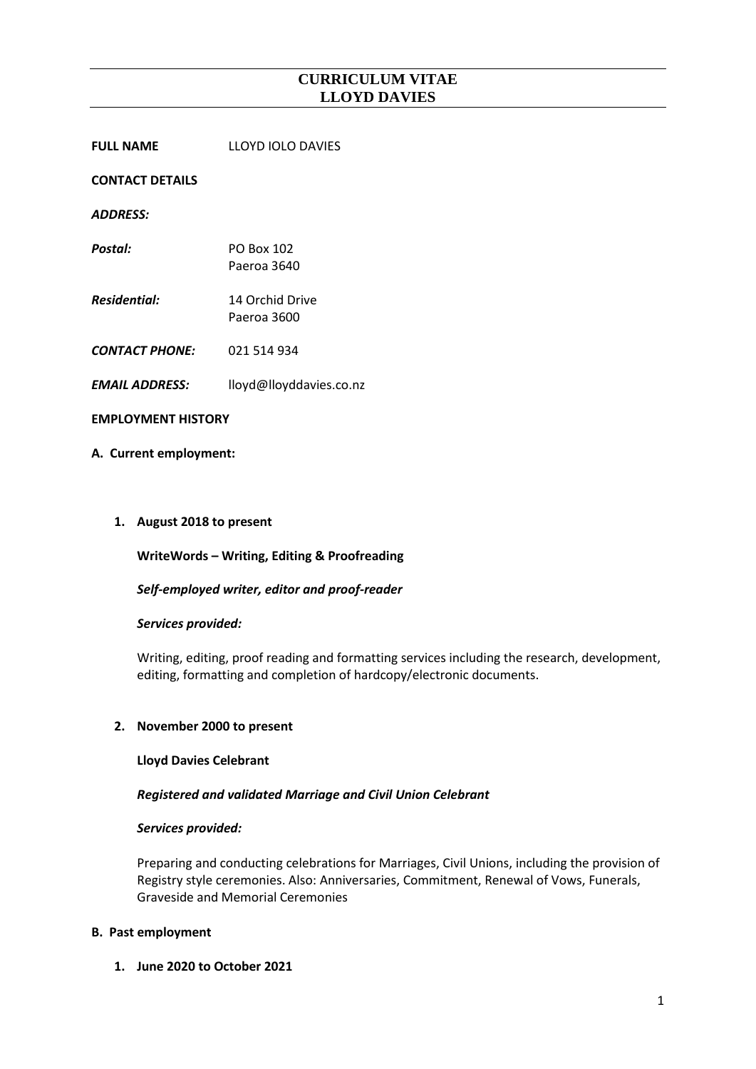# CURRICULUM VITAE
# LLOYD DAVIES

**FULL NAME** LLOYD IOLO DAVIES

**CONTACT DETAILS**

***ADDRESS:***

***Postal:*** PO Box 102
Paeroa 3640

***Residential:*** 14 Orchid Drive
Paeroa 3600

***CONTACT PHONE:*** 021 514 934

***EMAIL ADDRESS:*** lloyd@lloyddavies.co.nz

**EMPLOYMENT HISTORY**

**A. Current employment:**

1. **August 2018 to present**

   **WriteWords – Writing, Editing & Proofreading**

   ***Self-employed writer, editor and proof-reader***

   ***Services provided:***

   Writing, editing, proof reading and formatting services including the research, development, editing, formatting and completion of hardcopy/electronic documents.

2. **November 2000 to present**

   **Lloyd Davies Celebrant**

   ***Registered and validated Marriage and Civil Union Celebrant***

   ***Services provided:***

   Preparing and conducting celebrations for Marriages, Civil Unions, including the provision of Registry style ceremonies. Also: Anniversaries, Commitment, Renewal of Vows, Funerals, Graveside and Memorial Ceremonies

**B. Past employment**

1. **June 2020 to October 2021**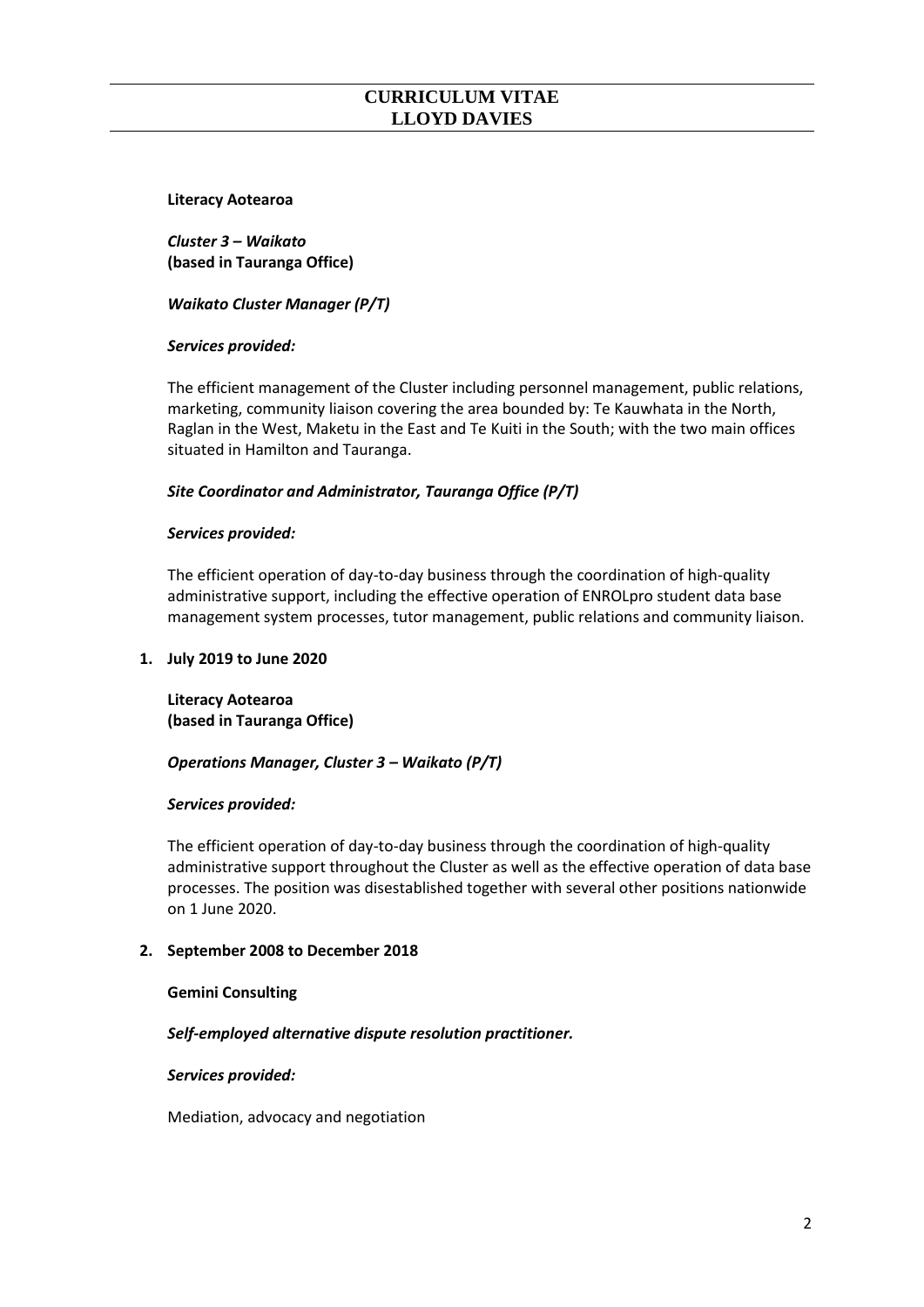**Literacy Aotearoa**

***Cluster 3 – Waikato***
**(based in Tauranga Office)**

***Waikato Cluster Manager (P/T)***

***Services provided:***

The efficient management of the Cluster including personnel management, public relations, marketing, community liaison covering the area bounded by: Te Kauwhata in the North, Raglan in the West, Maketu in the East and Te Kuiti in the South; with the two main offices situated in Hamilton and Tauranga.

***Site Coordinator and Administrator, Tauranga Office (P/T)***

***Services provided:***

The efficient operation of day-to-day business through the coordination of high-quality administrative support, including the effective operation of ENROLpro student data base management system processes, tutor management, public relations and community liaison.

1. **July 2019 to June 2020**

   **Literacy Aotearoa**
   **(based in Tauranga Office)**

   ***Operations Manager, Cluster 3 – Waikato (P/T)***

   ***Services provided:***

   The efficient operation of day-to-day business through the coordination of high-quality administrative support throughout the Cluster as well as the effective operation of data base processes. The position was disestablished together with several other positions nationwide on 1 June 2020.

2. **September 2008 to December 2018**

   **Gemini Consulting**

   ***Self-employed alternative dispute resolution practitioner.***

   ***Services provided:***

   Mediation, advocacy and negotiation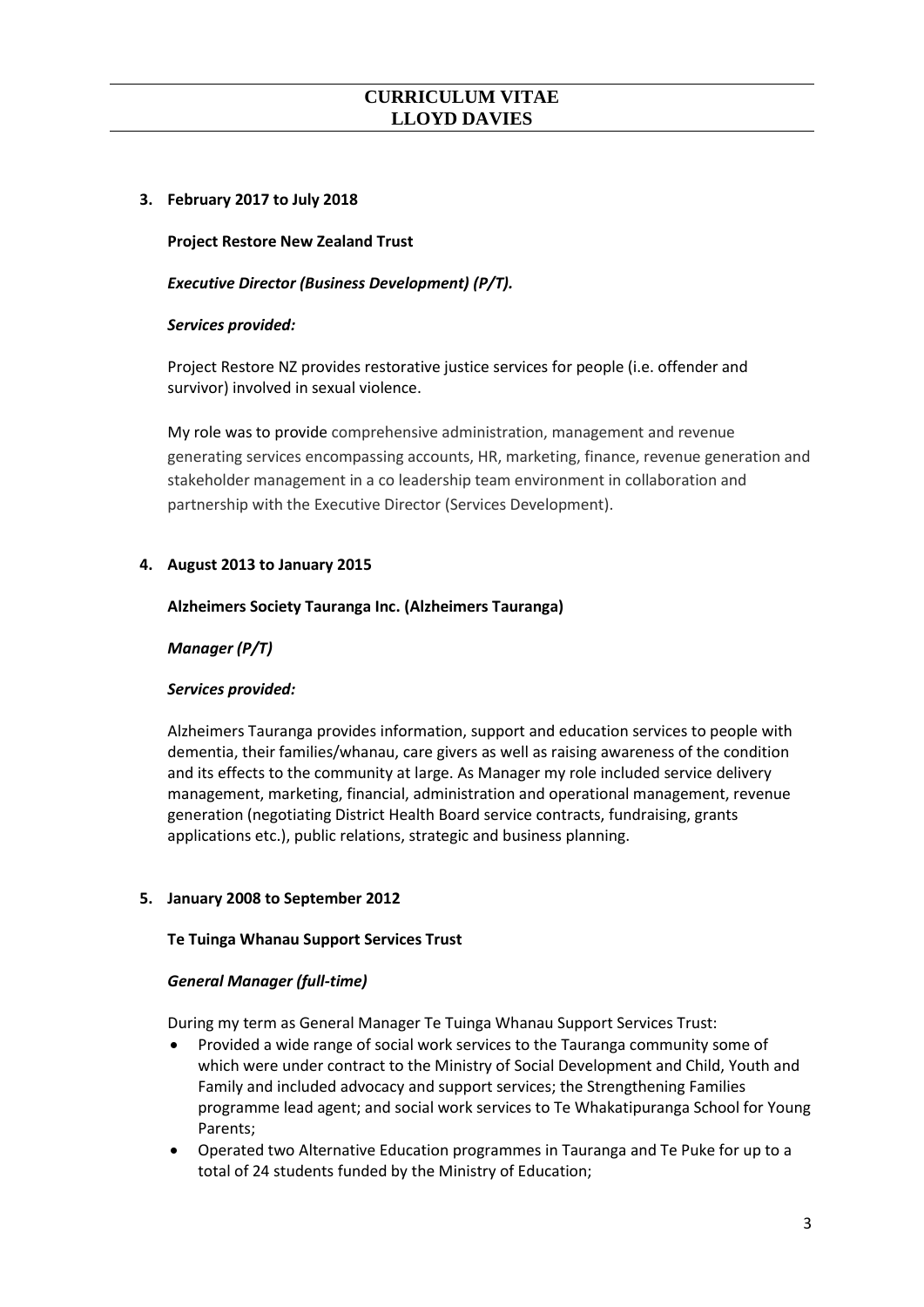**3. February 2017 to July 2018**

**Project Restore New Zealand Trust**

***Executive Director (Business Development) (P/T).***

***Services provided:***

Project Restore NZ provides restorative justice services for people (i.e. offender and survivor) involved in sexual violence.

My role was to provide comprehensive administration, management and revenue generating services encompassing accounts, HR, marketing, finance, revenue generation and stakeholder management in a co leadership team environment in collaboration and partnership with the Executive Director (Services Development).

**4. August 2013 to January 2015**

**Alzheimers Society Tauranga Inc. (Alzheimers Tauranga)**

***Manager (P/T)***

***Services provided:***

Alzheimers Tauranga provides information, support and education services to people with dementia, their families/whanau, care givers as well as raising awareness of the condition and its effects to the community at large. As Manager my role included service delivery management, marketing, financial, administration and operational management, revenue generation (negotiating District Health Board service contracts, fundraising, grants applications etc.), public relations, strategic and business planning.

**5. January 2008 to September 2012**

**Te Tuinga Whanau Support Services Trust**

***General Manager (full-time)***

During my term as General Manager Te Tuinga Whanau Support Services Trust:

- Provided a wide range of social work services to the Tauranga community some of which were under contract to the Ministry of Social Development and Child, Youth and Family and included advocacy and support services; the Strengthening Families programme lead agent; and social work services to Te Whakatipuranga School for Young Parents;
- Operated two Alternative Education programmes in Tauranga and Te Puke for up to a total of 24 students funded by the Ministry of Education;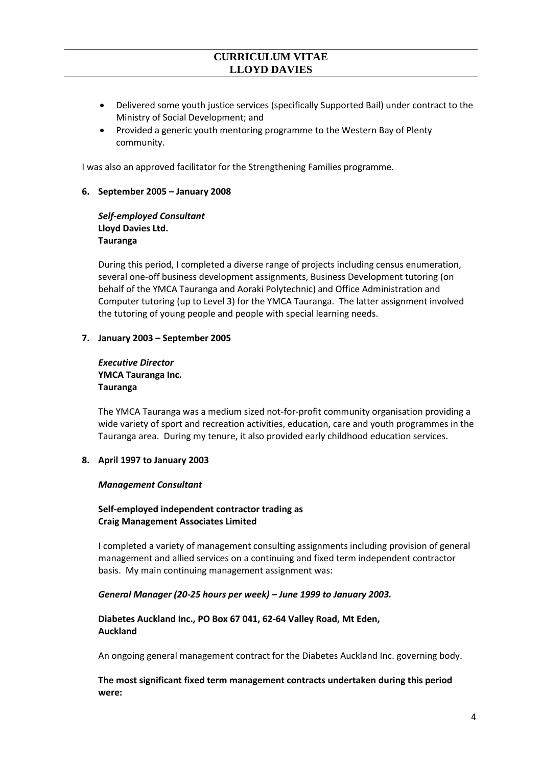- Delivered some youth justice services (specifically Supported Bail) under contract to the Ministry of Social Development; and
- Provided a generic youth mentoring programme to the Western Bay of Plenty community.

I was also an approved facilitator for the Strengthening Families programme.

**6. September 2005 – January 2008**

***Self-employed Consultant***
**Lloyd Davies Ltd.**
**Tauranga**

During this period, I completed a diverse range of projects including census enumeration, several one-off business development assignments, Business Development tutoring (on behalf of the YMCA Tauranga and Aoraki Polytechnic) and Office Administration and Computer tutoring (up to Level 3) for the YMCA Tauranga. The latter assignment involved the tutoring of young people and people with special learning needs.

**7. January 2003 – September 2005**

***Executive Director***
**YMCA Tauranga Inc.**
**Tauranga**

The YMCA Tauranga was a medium sized not-for-profit community organisation providing a wide variety of sport and recreation activities, education, care and youth programmes in the Tauranga area. During my tenure, it also provided early childhood education services.

**8. April 1997 to January 2003**

***Management Consultant***

**Self-employed independent contractor trading as**
**Craig Management Associates Limited**

I completed a variety of management consulting assignments including provision of general management and allied services on a continuing and fixed term independent contractor basis. My main continuing management assignment was:

***General Manager (20-25 hours per week) – June 1999 to January 2003.***

**Diabetes Auckland Inc., PO Box 67 041, 62-64 Valley Road, Mt Eden,**
**Auckland**

An ongoing general management contract for the Diabetes Auckland Inc. governing body.

**The most significant fixed term management contracts undertaken during this period were:**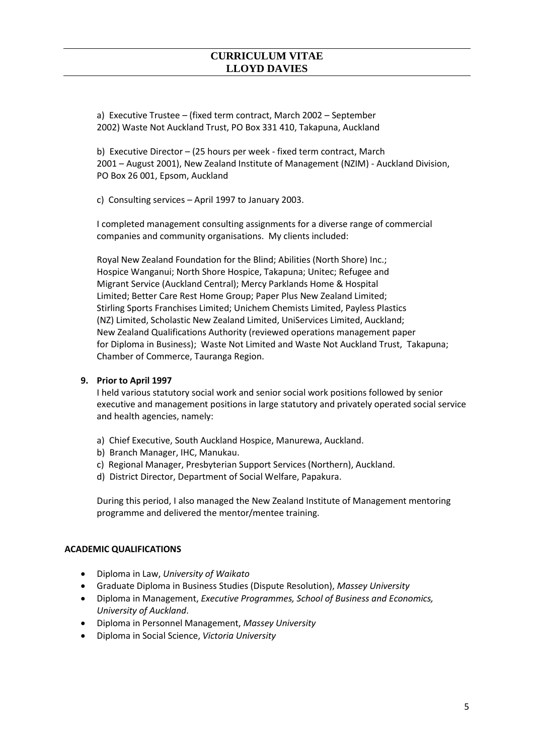a) Executive Trustee – (fixed term contract, March 2002 – September 2002) Waste Not Auckland Trust, PO Box 331 410, Takapuna, Auckland

b) Executive Director – (25 hours per week - fixed term contract, March 2001 – August 2001), New Zealand Institute of Management (NZIM) - Auckland Division, PO Box 26 001, Epsom, Auckland

c) Consulting services – April 1997 to January 2003.

I completed management consulting assignments for a diverse range of commercial companies and community organisations. My clients included:

Royal New Zealand Foundation for the Blind; Abilities (North Shore) Inc.; Hospice Wanganui; North Shore Hospice, Takapuna; Unitec; Refugee and Migrant Service (Auckland Central); Mercy Parklands Home & Hospital Limited; Better Care Rest Home Group; Paper Plus New Zealand Limited; Stirling Sports Franchises Limited; Unichem Chemists Limited, Payless Plastics (NZ) Limited, Scholastic New Zealand Limited, UniServices Limited, Auckland; New Zealand Qualifications Authority (reviewed operations management paper for Diploma in Business); Waste Not Limited and Waste Not Auckland Trust, Takapuna; Chamber of Commerce, Tauranga Region.

**9. Prior to April 1997**

I held various statutory social work and senior social work positions followed by senior executive and management positions in large statutory and privately operated social service and health agencies, namely:

a) Chief Executive, South Auckland Hospice, Manurewa, Auckland.
b) Branch Manager, IHC, Manukau.
c) Regional Manager, Presbyterian Support Services (Northern), Auckland.
d) District Director, Department of Social Welfare, Papakura.

During this period, I also managed the New Zealand Institute of Management mentoring programme and delivered the mentor/mentee training.

## ACADEMIC QUALIFICATIONS

- Diploma in Law, *University of Waikato*
- Graduate Diploma in Business Studies (Dispute Resolution), *Massey University*
- Diploma in Management, *Executive Programmes, School of Business and Economics, University of Auckland*.
- Diploma in Personnel Management, *Massey University*
- Diploma in Social Science, *Victoria University*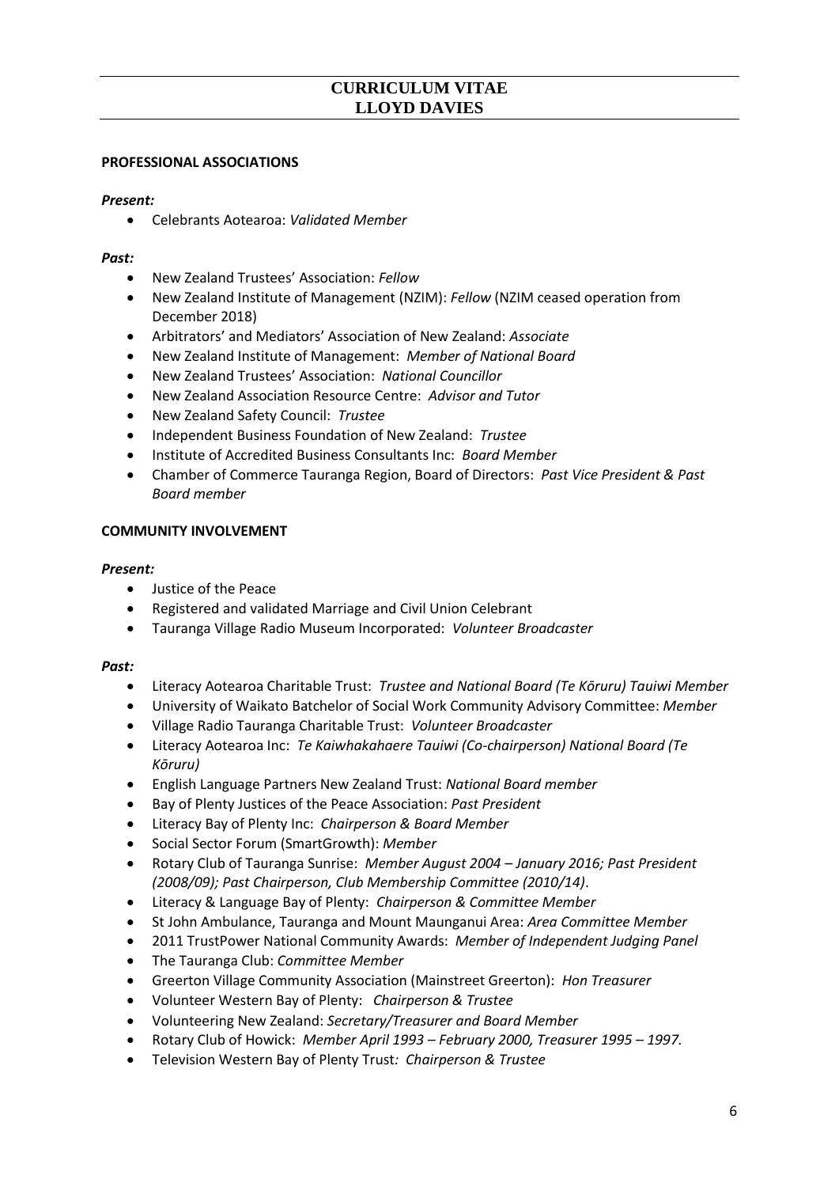# CURRICULUM VITAE
# LLOYD DAVIES

**PROFESSIONAL ASSOCIATIONS**

***Present:***

- Celebrants Aotearoa: *Validated Member*

***Past:***

- New Zealand Trustees' Association: *Fellow*
- New Zealand Institute of Management (NZIM): *Fellow* (NZIM ceased operation from December 2018)
- Arbitrators' and Mediators' Association of New Zealand: *Associate*
- New Zealand Institute of Management: *Member of National Board*
- New Zealand Trustees' Association: *National Councillor*
- New Zealand Association Resource Centre: *Advisor and Tutor*
- New Zealand Safety Council: *Trustee*
- Independent Business Foundation of New Zealand: *Trustee*
- Institute of Accredited Business Consultants Inc: *Board Member*
- Chamber of Commerce Tauranga Region, Board of Directors: *Past Vice President & Past Board member*

**COMMUNITY INVOLVEMENT**

***Present:***

- Justice of the Peace
- Registered and validated Marriage and Civil Union Celebrant
- Tauranga Village Radio Museum Incorporated: *Volunteer Broadcaster*

***Past:***

- Literacy Aotearoa Charitable Trust: *Trustee and National Board (Te Kōruru) Tauiwi Member*
- University of Waikato Batchelor of Social Work Community Advisory Committee: *Member*
- Village Radio Tauranga Charitable Trust: *Volunteer Broadcaster*
- Literacy Aotearoa Inc: *Te Kaiwhakahaere Tauiwi (Co-chairperson) National Board (Te Kōruru)*
- English Language Partners New Zealand Trust: *National Board member*
- Bay of Plenty Justices of the Peace Association: *Past President*
- Literacy Bay of Plenty Inc: *Chairperson & Board Member*
- Social Sector Forum (SmartGrowth): *Member*
- Rotary Club of Tauranga Sunrise: *Member August 2004 – January 2016; Past President (2008/09); Past Chairperson, Club Membership Committee (2010/14)*.
- Literacy & Language Bay of Plenty: *Chairperson & Committee Member*
- St John Ambulance, Tauranga and Mount Maunganui Area: *Area Committee Member*
- 2011 TrustPower National Community Awards: *Member of Independent Judging Panel*
- The Tauranga Club: *Committee Member*
- Greerton Village Community Association (Mainstreet Greerton): *Hon Treasurer*
- Volunteer Western Bay of Plenty: *Chairperson & Trustee*
- Volunteering New Zealand: *Secretary/Treasurer and Board Member*
- Rotary Club of Howick: *Member April 1993 – February 2000, Treasurer 1995 – 1997.*
- Television Western Bay of Plenty Trust*: Chairperson & Trustee*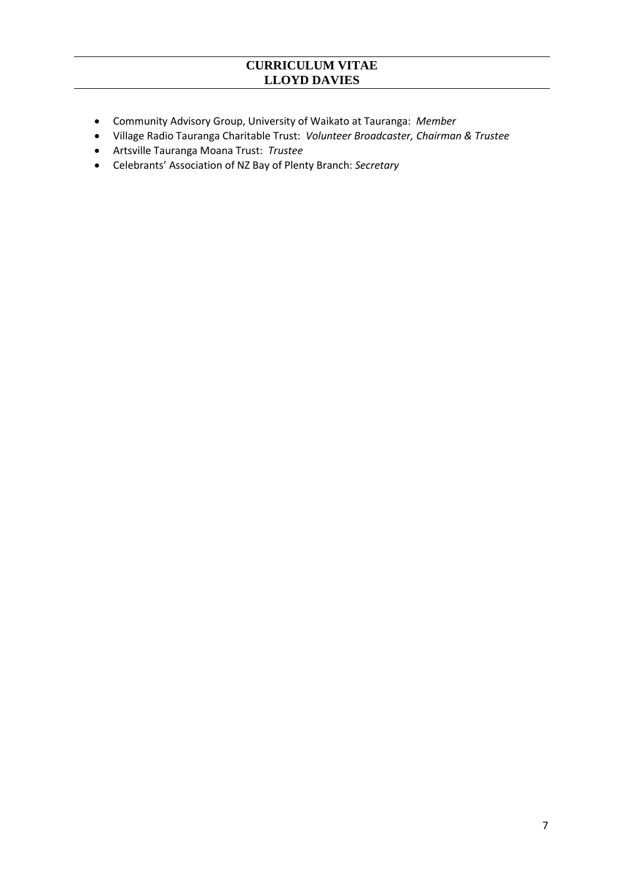- Community Advisory Group, University of Waikato at Tauranga: *Member*
- Village Radio Tauranga Charitable Trust: *Volunteer Broadcaster, Chairman & Trustee*
- Artsville Tauranga Moana Trust: *Trustee*
- Celebrants' Association of NZ Bay of Plenty Branch: *Secretary*